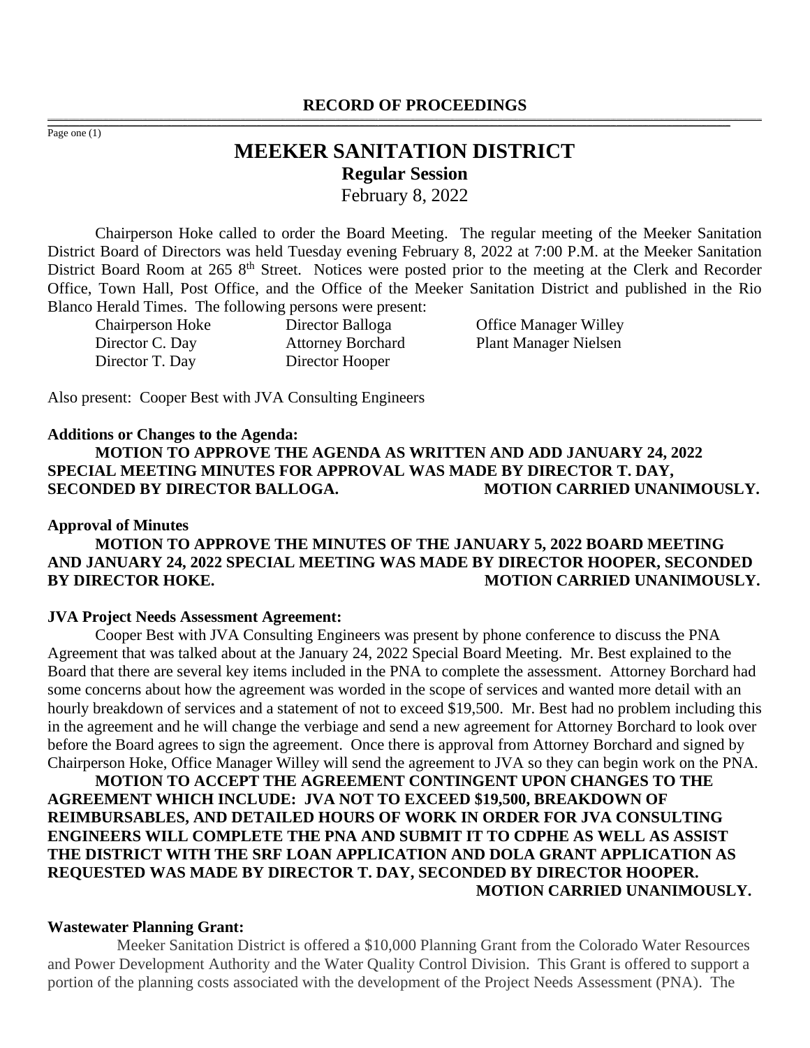**RECORD OF PROCEEDINGS**

# MEEKER SANITATION DISTRICT

## Regular Session

February 8, 2022

Chairperson Hoke called to order the Board Meeting. The regular meeting of the Meeker Sanitation District Board of Directors was held Tuesday evening February 8, 2022 at 7:00 P.M. at the Meeker Sanitation District Board Room at 265 8th Street. Notices were posted prior to the meeting at the Clerk and Recorder Office, Town Hall, Post Office, and the Office of the Meeker Sanitation District and published in the Rio Blanco Herald Times. The following persons were present:

| | | |
|---|---|---|
| Chairperson Hoke | Director Balloga | Office Manager Willey |
| Director C. Day | Attorney Borchard | Plant Manager Nielsen |
| Director T. Day | Director Hooper | |

Also present: Cooper Best with JVA Consulting Engineers

**Additions or Changes to the Agenda:**

**MOTION TO APPROVE THE AGENDA AS WRITTEN AND ADD JANUARY 24, 2022 SPECIAL MEETING MINUTES FOR APPROVAL WAS MADE BY DIRECTOR T. DAY, SECONDED BY DIRECTOR BALLOGA. MOTION CARRIED UNANIMOUSLY.**

**Approval of Minutes**

**MOTION TO APPROVE THE MINUTES OF THE JANUARY 5, 2022 BOARD MEETING AND JANUARY 24, 2022 SPECIAL MEETING WAS MADE BY DIRECTOR HOOPER, SECONDED BY DIRECTOR HOKE. MOTION CARRIED UNANIMOUSLY.**

**JVA Project Needs Assessment Agreement:**

Cooper Best with JVA Consulting Engineers was present by phone conference to discuss the PNA Agreement that was talked about at the January 24, 2022 Special Board Meeting. Mr. Best explained to the Board that there are several key items included in the PNA to complete the assessment. Attorney Borchard had some concerns about how the agreement was worded in the scope of services and wanted more detail with an hourly breakdown of services and a statement of not to exceed $19,500. Mr. Best had no problem including this in the agreement and he will change the verbiage and send a new agreement for Attorney Borchard to look over before the Board agrees to sign the agreement. Once there is approval from Attorney Borchard and signed by Chairperson Hoke, Office Manager Willey will send the agreement to JVA so they can begin work on the PNA.

**MOTION TO ACCEPT THE AGREEMENT CONTINGENT UPON CHANGES TO THE AGREEMENT WHICH INCLUDE: JVA NOT TO EXCEED $19,500, BREAKDOWN OF REIMBURSABLES, AND DETAILED HOURS OF WORK IN ORDER FOR JVA CONSULTING ENGINEERS WILL COMPLETE THE PNA AND SUBMIT IT TO CDPHE AS WELL AS ASSIST THE DISTRICT WITH THE SRF LOAN APPLICATION AND DOLA GRANT APPLICATION AS REQUESTED WAS MADE BY DIRECTOR T. DAY, SECONDED BY DIRECTOR HOOPER. MOTION CARRIED UNANIMOUSLY.**

**Wastewater Planning Grant:**

Meeker Sanitation District is offered a $10,000 Planning Grant from the Colorado Water Resources and Power Development Authority and the Water Quality Control Division. This Grant is offered to support a portion of the planning costs associated with the development of the Project Needs Assessment (PNA). The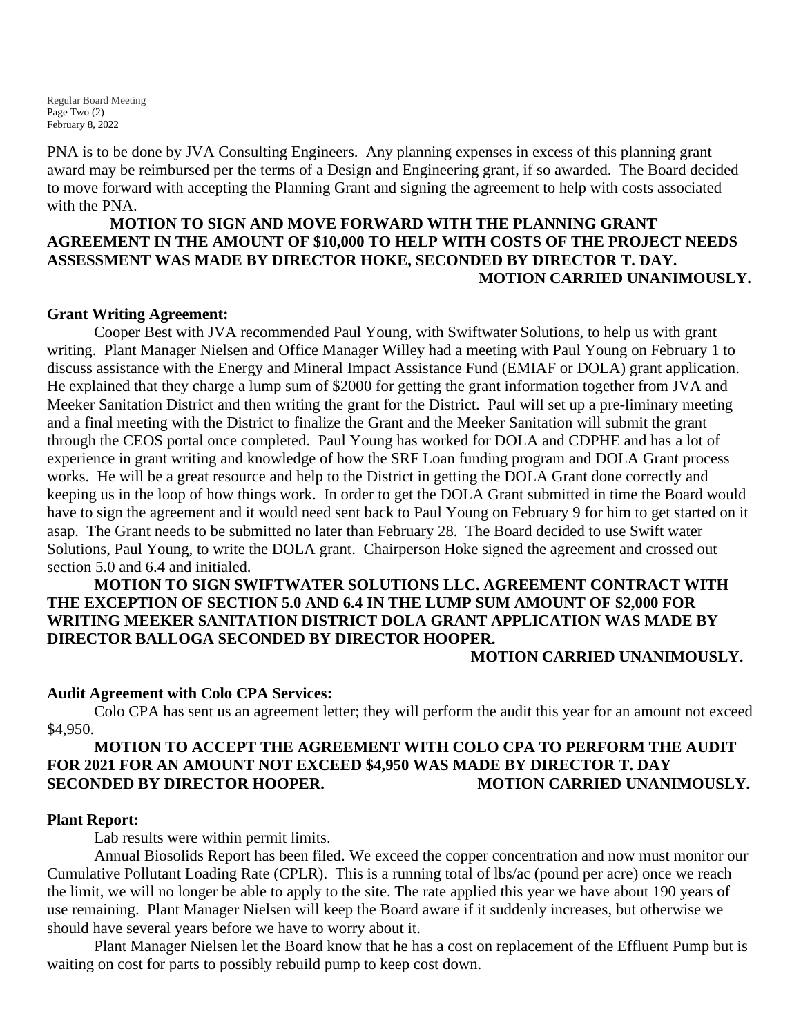PNA is to be done by JVA Consulting Engineers. Any planning expenses in excess of this planning grant award may be reimbursed per the terms of a Design and Engineering grant, if so awarded. The Board decided to move forward with accepting the Planning Grant and signing the agreement to help with costs associated with the PNA.

**MOTION TO SIGN AND MOVE FORWARD WITH THE PLANNING GRANT AGREEMENT IN THE AMOUNT OF $10,000 TO HELP WITH COSTS OF THE PROJECT NEEDS ASSESSMENT WAS MADE BY DIRECTOR HOKE, SECONDED BY DIRECTOR T. DAY.**
**MOTION CARRIED UNANIMOUSLY.**

**Grant Writing Agreement:**

Cooper Best with JVA recommended Paul Young, with Swiftwater Solutions, to help us with grant writing. Plant Manager Nielsen and Office Manager Willey had a meeting with Paul Young on February 1 to discuss assistance with the Energy and Mineral Impact Assistance Fund (EMIAF or DOLA) grant application. He explained that they charge a lump sum of $2000 for getting the grant information together from JVA and Meeker Sanitation District and then writing the grant for the District. Paul will set up a pre-liminary meeting and a final meeting with the District to finalize the Grant and the Meeker Sanitation will submit the grant through the CEOS portal once completed. Paul Young has worked for DOLA and CDPHE and has a lot of experience in grant writing and knowledge of how the SRF Loan funding program and DOLA Grant process works. He will be a great resource and help to the District in getting the DOLA Grant done correctly and keeping us in the loop of how things work. In order to get the DOLA Grant submitted in time the Board would have to sign the agreement and it would need sent back to Paul Young on February 9 for him to get started on it asap. The Grant needs to be submitted no later than February 28. The Board decided to use Swift water Solutions, Paul Young, to write the DOLA grant. Chairperson Hoke signed the agreement and crossed out section 5.0 and 6.4 and initialed.

**MOTION TO SIGN SWIFTWATER SOLUTIONS LLC. AGREEMENT CONTRACT WITH THE EXCEPTION OF SECTION 5.0 AND 6.4 IN THE LUMP SUM AMOUNT OF $2,000 FOR WRITING MEEKER SANITATION DISTRICT DOLA GRANT APPLICATION WAS MADE BY DIRECTOR BALLOGA SECONDED BY DIRECTOR HOOPER.**
**MOTION CARRIED UNANIMOUSLY.**

**Audit Agreement with Colo CPA Services:**

Colo CPA has sent us an agreement letter; they will perform the audit this year for an amount not exceed $4,950.

**MOTION TO ACCEPT THE AGREEMENT WITH COLO CPA TO PERFORM THE AUDIT FOR 2021 FOR AN AMOUNT NOT EXCEED $4,950 WAS MADE BY DIRECTOR T. DAY SECONDED BY DIRECTOR HOOPER.** **MOTION CARRIED UNANIMOUSLY.**

**Plant Report:**

Lab results were within permit limits.

Annual Biosolids Report has been filed. We exceed the copper concentration and now must monitor our Cumulative Pollutant Loading Rate (CPLR). This is a running total of lbs/ac (pound per acre) once we reach the limit, we will no longer be able to apply to the site. The rate applied this year we have about 190 years of use remaining. Plant Manager Nielsen will keep the Board aware if it suddenly increases, but otherwise we should have several years before we have to worry about it.

Plant Manager Nielsen let the Board know that he has a cost on replacement of the Effluent Pump but is waiting on cost for parts to possibly rebuild pump to keep cost down.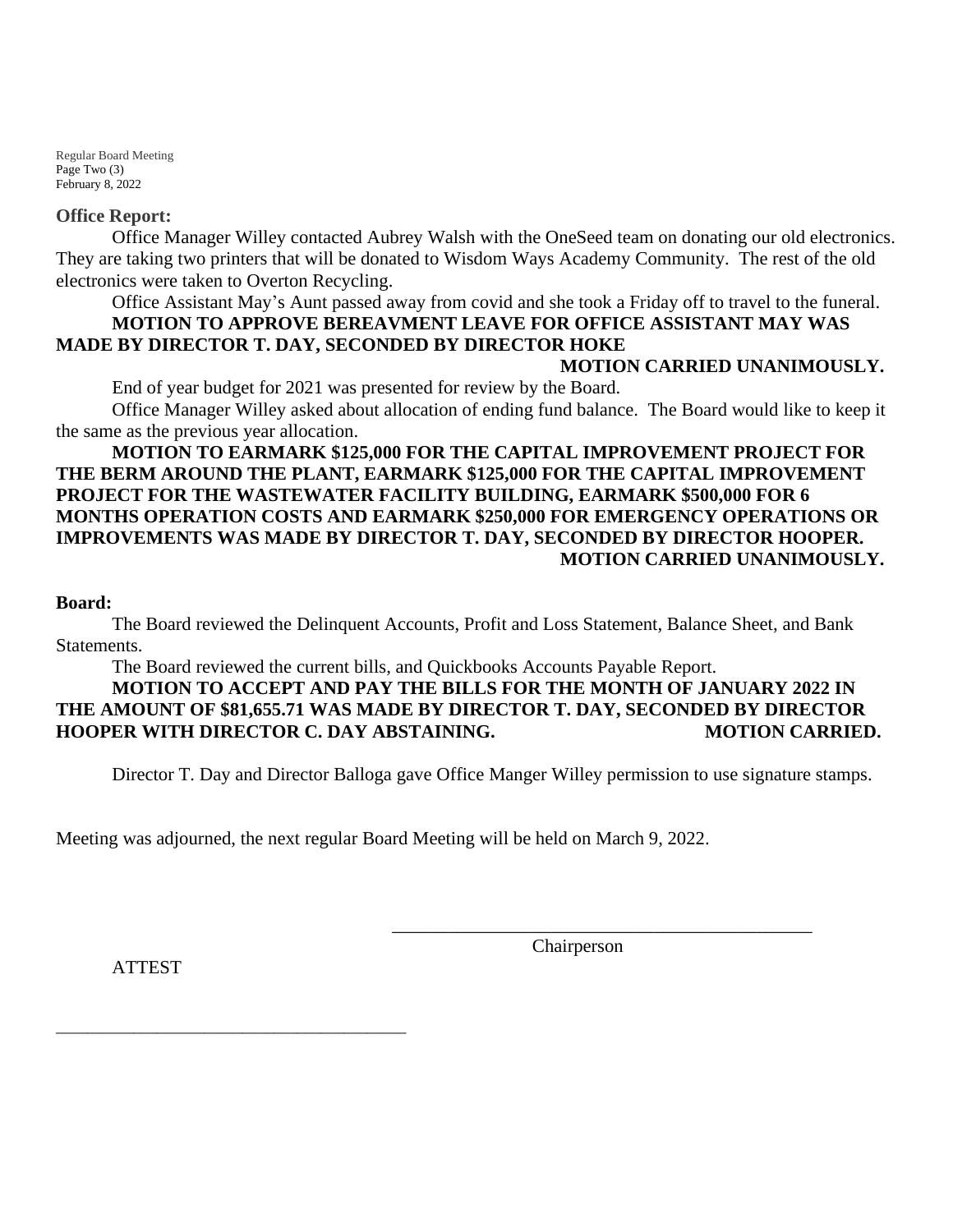**Office Report:**

Office Manager Willey contacted Aubrey Walsh with the OneSeed team on donating our old electronics. They are taking two printers that will be donated to Wisdom Ways Academy Community. The rest of the old electronics were taken to Overton Recycling.

Office Assistant May's Aunt passed away from covid and she took a Friday off to travel to the funeral.

**MOTION TO APPROVE BEREAVMENT LEAVE FOR OFFICE ASSISTANT MAY WAS MADE BY DIRECTOR T. DAY, SECONDED BY DIRECTOR HOKE**

**MOTION CARRIED UNANIMOUSLY.**

End of year budget for 2021 was presented for review by the Board.

Office Manager Willey asked about allocation of ending fund balance. The Board would like to keep it the same as the previous year allocation.

**MOTION TO EARMARK $125,000 FOR THE CAPITAL IMPROVEMENT PROJECT FOR THE BERM AROUND THE PLANT, EARMARK $125,000 FOR THE CAPITAL IMPROVEMENT PROJECT FOR THE WASTEWATER FACILITY BUILDING, EARMARK $500,000 FOR 6 MONTHS OPERATION COSTS AND EARMARK $250,000 FOR EMERGENCY OPERATIONS OR IMPROVEMENTS WAS MADE BY DIRECTOR T. DAY, SECONDED BY DIRECTOR HOOPER.**

**MOTION CARRIED UNANIMOUSLY.**

**Board:**

The Board reviewed the Delinquent Accounts, Profit and Loss Statement, Balance Sheet, and Bank Statements.

The Board reviewed the current bills, and Quickbooks Accounts Payable Report.

**MOTION TO ACCEPT AND PAY THE BILLS FOR THE MONTH OF JANUARY 2022 IN THE AMOUNT OF $81,655.71 WAS MADE BY DIRECTOR T. DAY, SECONDED BY DIRECTOR HOOPER WITH DIRECTOR C. DAY ABSTAINING.** **MOTION CARRIED.**

Director T. Day and Director Balloga gave Office Manger Willey permission to use signature stamps.

Meeting was adjourned, the next regular Board Meeting will be held on March 9, 2022.

\_\_\_\_\_\_\_\_\_\_\_\_\_\_\_\_\_\_\_\_\_\_\_\_\_\_\_\_\_\_\_\_\_\_\_\_\_\_\_\_\_\_\_\_

Chairperson

ATTEST

\_\_\_\_\_\_\_\_\_\_\_\_\_\_\_\_\_\_\_\_\_\_\_\_\_\_\_\_\_\_\_\_\_\_\_\_\_\_